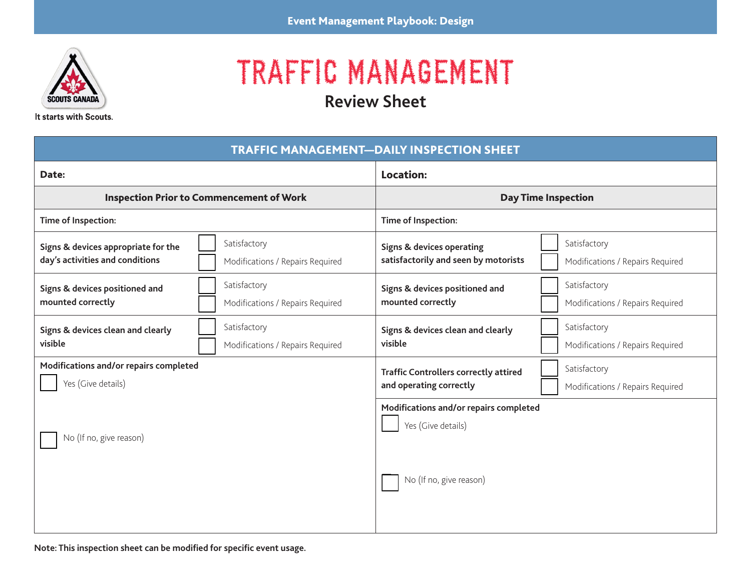# TRAFFIC MANAGEMENT

## Review Sheet

Scouts Canada — It starts with Scouts.

| TRAFFIC MANAGEMENT—DAILY INSPECTION SHEET | | | |
|---|---|---|---|
| **Date:** | | **Location:** | |
| **Inspection Prior to Commencement of Work** | | **Day Time Inspection** | |
| Time of Inspection: | | Time of Inspection: | |
| Signs & devices appropriate for the day's activities and conditions | ☐ Satisfactory<br>☐ Modifications / Repairs Required | Signs & devices operating satisfactorily and seen by motorists | ☐ Satisfactory<br>☐ Modifications / Repairs Required |
| Signs & devices positioned and mounted correctly | ☐ Satisfactory<br>☐ Modifications / Repairs Required | Signs & devices positioned and mounted correctly | ☐ Satisfactory<br>☐ Modifications / Repairs Required |
| Signs & devices clean and clearly visible | ☐ Satisfactory<br>☐ Modifications / Repairs Required | Signs & devices clean and clearly visible | ☐ Satisfactory<br>☐ Modifications / Repairs Required |
| Modifications and/or repairs completed<br>☐ Yes (Give details)<br>☐ No (If no, give reason) | | Traffic Controllers correctly attired and operating correctly | ☐ Satisfactory<br>☐ Modifications / Repairs Required |
| | | Modifications and/or repairs completed<br>☐ Yes (Give details)<br>☐ No (If no, give reason) | |

**Note: This inspection sheet can be modified for specific event usage.**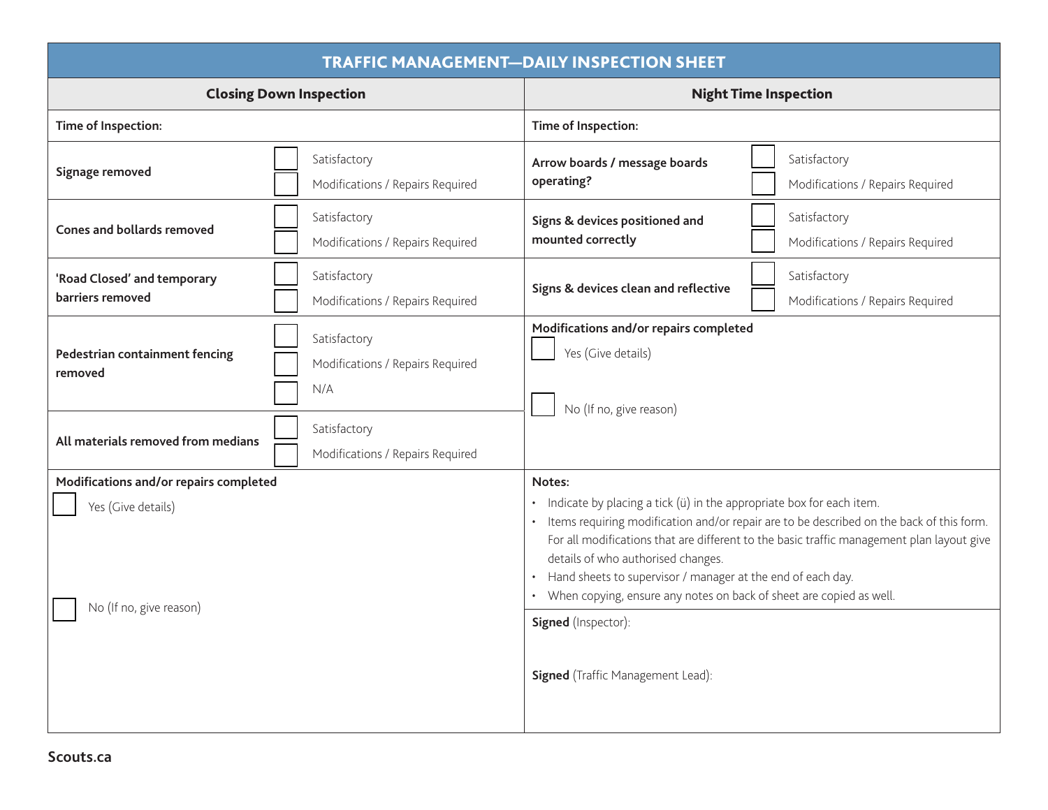# TRAFFIC MANAGEMENT—DAILY INSPECTION SHEET

## Closing Down Inspection

**Time of Inspection:**

| Item | Status |
| --- | --- |
| **Signage removed** | ☐ Satisfactory<br>☐ Modifications / Repairs Required |
| **Cones and bollards removed** | ☐ Satisfactory<br>☐ Modifications / Repairs Required |
| **'Road Closed' and temporary barriers removed** | ☐ Satisfactory<br>☐ Modifications / Repairs Required |
| **Pedestrian containment fencing removed** | ☐ Satisfactory<br>☐ Modifications / Repairs Required<br>☐ N/A |
| **All materials removed from medians** | ☐ Satisfactory<br>☐ Modifications / Repairs Required |

**Modifications and/or repairs completed**

☐ Yes (Give details)

☐ No (If no, give reason)

## Night Time Inspection

**Time of Inspection:**

| Item | Status |
| --- | --- |
| **Arrow boards / message boards operating?** | ☐ Satisfactory<br>☐ Modifications / Repairs Required |
| **Signs & devices positioned and mounted correctly** | ☐ Satisfactory<br>☐ Modifications / Repairs Required |
| **Signs & devices clean and reflective** | ☐ Satisfactory<br>☐ Modifications / Repairs Required |

**Modifications and/or repairs completed**

☐ Yes (Give details)

☐ No (If no, give reason)

**Notes:**

- Indicate by placing a tick (ü) in the appropriate box for each item.
- Items requiring modification and/or repair are to be described on the back of this form. For all modifications that are different to the basic traffic management plan layout give details of who authorised changes.
- Hand sheets to supervisor / manager at the end of each day.
- When copying, ensure any notes on back of sheet are copied as well.

**Signed** (Inspector):

**Signed** (Traffic Management Lead):

Scouts.ca